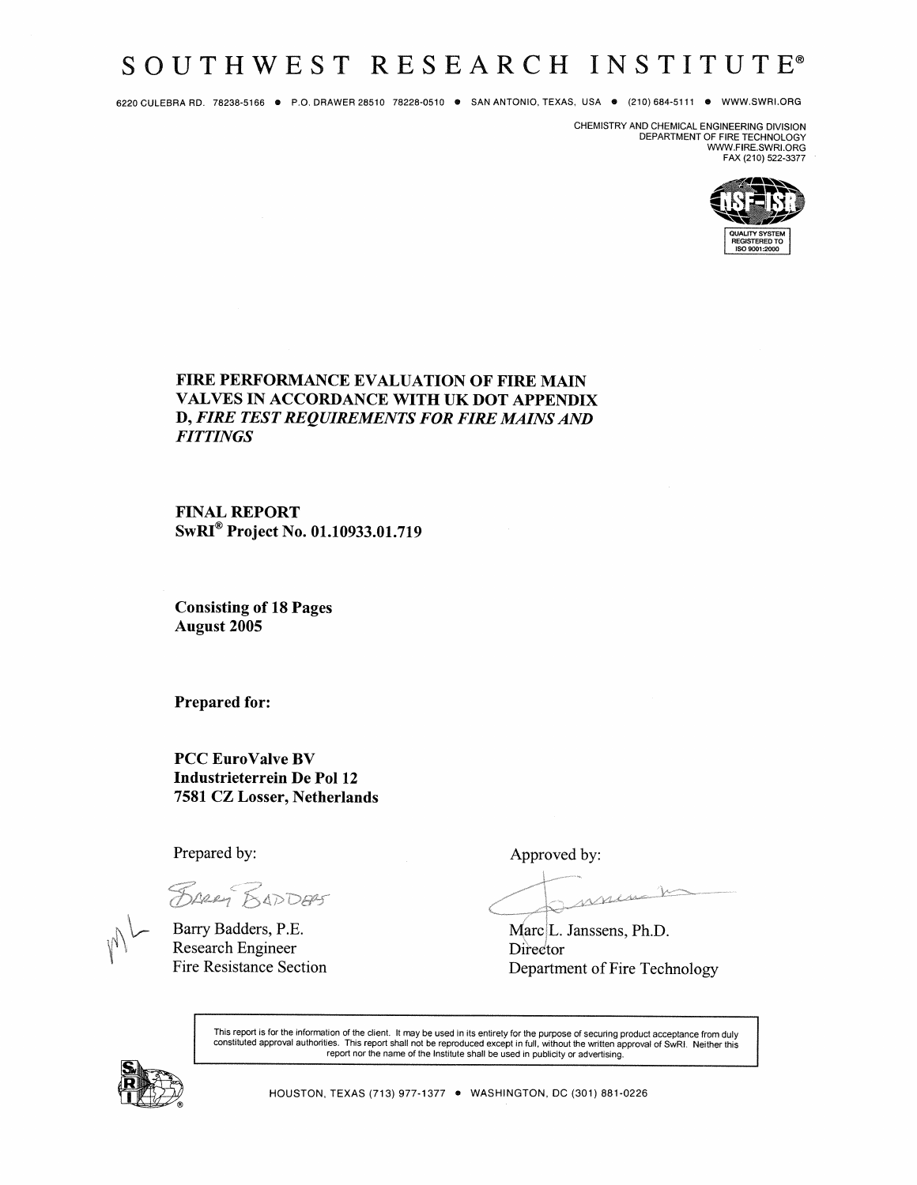# SOUTHWEST RESEARCH INSTITUTE®

6220 CULEBRA RD. 78238-5166 • P.O. DRAWER 28510 78228-0510 • SAN ANTONIO, TEXAS, USA • (210) 684-5111 • WWW.SWRI.ORG

CHEMISTRY AND CHEMICAL ENGINEERING DIVISION
DEPARTMENT OF FIRE TECHNOLOGY
WWW.FIRE.SWRI.ORG
FAX (210) 522-3377

QUALITY SYSTEM REGISTERED TO ISO 9001:2000

**FIRE PERFORMANCE EVALUATION OF FIRE MAIN VALVES IN ACCORDANCE WITH UK DOT APPENDIX D, *FIRE TEST REQUIREMENTS FOR FIRE MAINS AND FITTINGS***

**FINAL REPORT**
**SwRI® Project No. 01.10933.01.719**

**Consisting of 18 Pages**
**August 2005**

**Prepared for:**

**PCC EuroValve BV**
**Industrieterrein De Pol 12**
**7581 CZ Losser, Netherlands**

Prepared by:

Barry Badders, P.E.
Research Engineer
Fire Resistance Section

Approved by:

Marc L. Janssens, Ph.D.
Director
Department of Fire Technology

This report is for the information of the client. It may be used in its entirety for the purpose of securing product acceptance from duly constituted approval authorities. This report shall not be reproduced except in full, without the written approval of SwRI. Neither this report nor the name of the Institute shall be used in publicity or advertising.

HOUSTON, TEXAS (713) 977-1377 • WASHINGTON, DC (301) 881-0226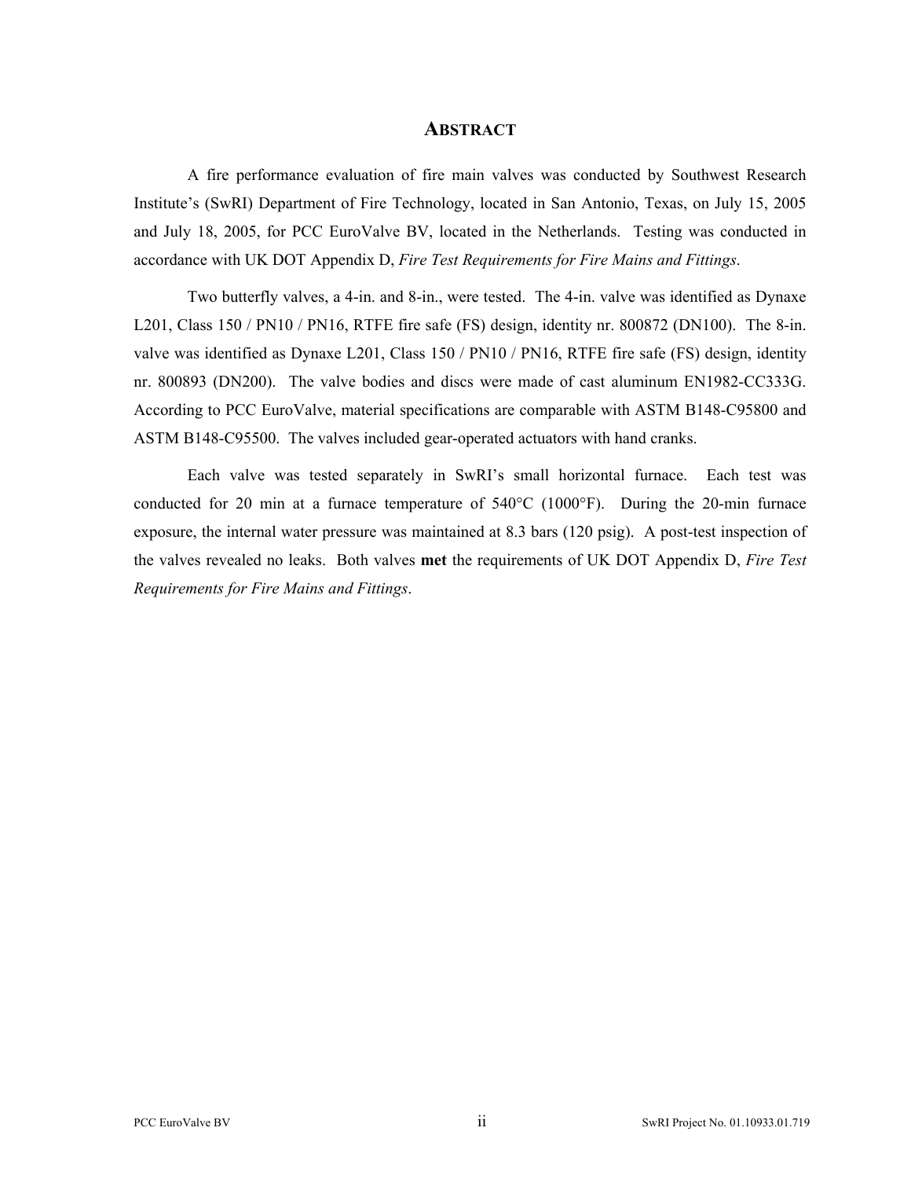## Abstract

A fire performance evaluation of fire main valves was conducted by Southwest Research Institute's (SwRI) Department of Fire Technology, located in San Antonio, Texas, on July 15, 2005 and July 18, 2005, for PCC EuroValve BV, located in the Netherlands. Testing was conducted in accordance with UK DOT Appendix D, *Fire Test Requirements for Fire Mains and Fittings*.

Two butterfly valves, a 4-in. and 8-in., were tested. The 4-in. valve was identified as Dynaxe L201, Class 150 / PN10 / PN16, RTFE fire safe (FS) design, identity nr. 800872 (DN100). The 8-in. valve was identified as Dynaxe L201, Class 150 / PN10 / PN16, RTFE fire safe (FS) design, identity nr. 800893 (DN200). The valve bodies and discs were made of cast aluminum EN1982-CC333G. According to PCC EuroValve, material specifications are comparable with ASTM B148-C95800 and ASTM B148-C95500. The valves included gear-operated actuators with hand cranks.

Each valve was tested separately in SwRI's small horizontal furnace. Each test was conducted for 20 min at a furnace temperature of 540°C (1000°F). During the 20-min furnace exposure, the internal water pressure was maintained at 8.3 bars (120 psig). A post-test inspection of the valves revealed no leaks. Both valves **met** the requirements of UK DOT Appendix D, *Fire Test Requirements for Fire Mains and Fittings*.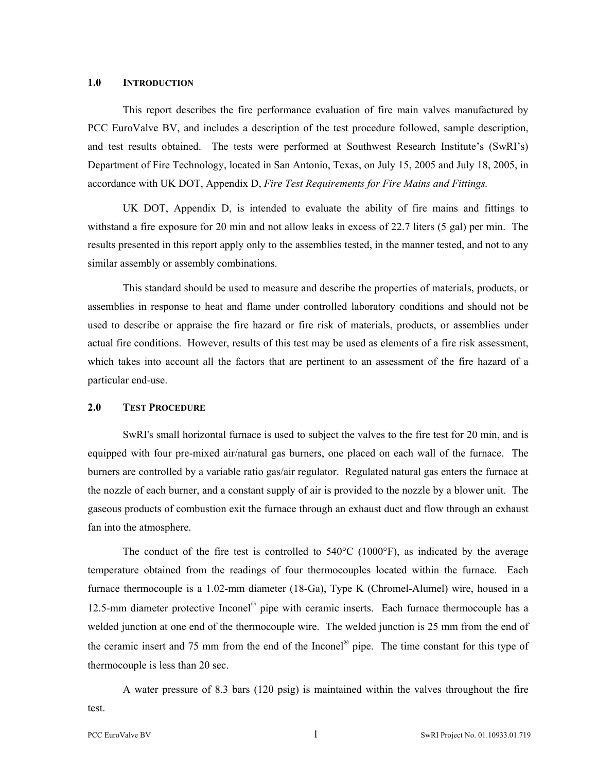## 1.0 Introduction

This report describes the fire performance evaluation of fire main valves manufactured by PCC EuroValve BV, and includes a description of the test procedure followed, sample description, and test results obtained. The tests were performed at Southwest Research Institute's (SwRI's) Department of Fire Technology, located in San Antonio, Texas, on July 15, 2005 and July 18, 2005, in accordance with UK DOT, Appendix D, *Fire Test Requirements for Fire Mains and Fittings.*

UK DOT, Appendix D, is intended to evaluate the ability of fire mains and fittings to withstand a fire exposure for 20 min and not allow leaks in excess of 22.7 liters (5 gal) per min. The results presented in this report apply only to the assemblies tested, in the manner tested, and not to any similar assembly or assembly combinations.

This standard should be used to measure and describe the properties of materials, products, or assemblies in response to heat and flame under controlled laboratory conditions and should not be used to describe or appraise the fire hazard or fire risk of materials, products, or assemblies under actual fire conditions. However, results of this test may be used as elements of a fire risk assessment, which takes into account all the factors that are pertinent to an assessment of the fire hazard of a particular end-use.

## 2.0 Test Procedure

SwRI's small horizontal furnace is used to subject the valves to the fire test for 20 min, and is equipped with four pre-mixed air/natural gas burners, one placed on each wall of the furnace. The burners are controlled by a variable ratio gas/air regulator. Regulated natural gas enters the furnace at the nozzle of each burner, and a constant supply of air is provided to the nozzle by a blower unit. The gaseous products of combustion exit the furnace through an exhaust duct and flow through an exhaust fan into the atmosphere.

The conduct of the fire test is controlled to 540°C (1000°F), as indicated by the average temperature obtained from the readings of four thermocouples located within the furnace. Each furnace thermocouple is a 1.02-mm diameter (18-Ga), Type K (Chromel-Alumel) wire, housed in a 12.5-mm diameter protective Inconel® pipe with ceramic inserts. Each furnace thermocouple has a welded junction at one end of the thermocouple wire. The welded junction is 25 mm from the end of the ceramic insert and 75 mm from the end of the Inconel® pipe. The time constant for this type of thermocouple is less than 20 sec.

A water pressure of 8.3 bars (120 psig) is maintained within the valves throughout the fire test.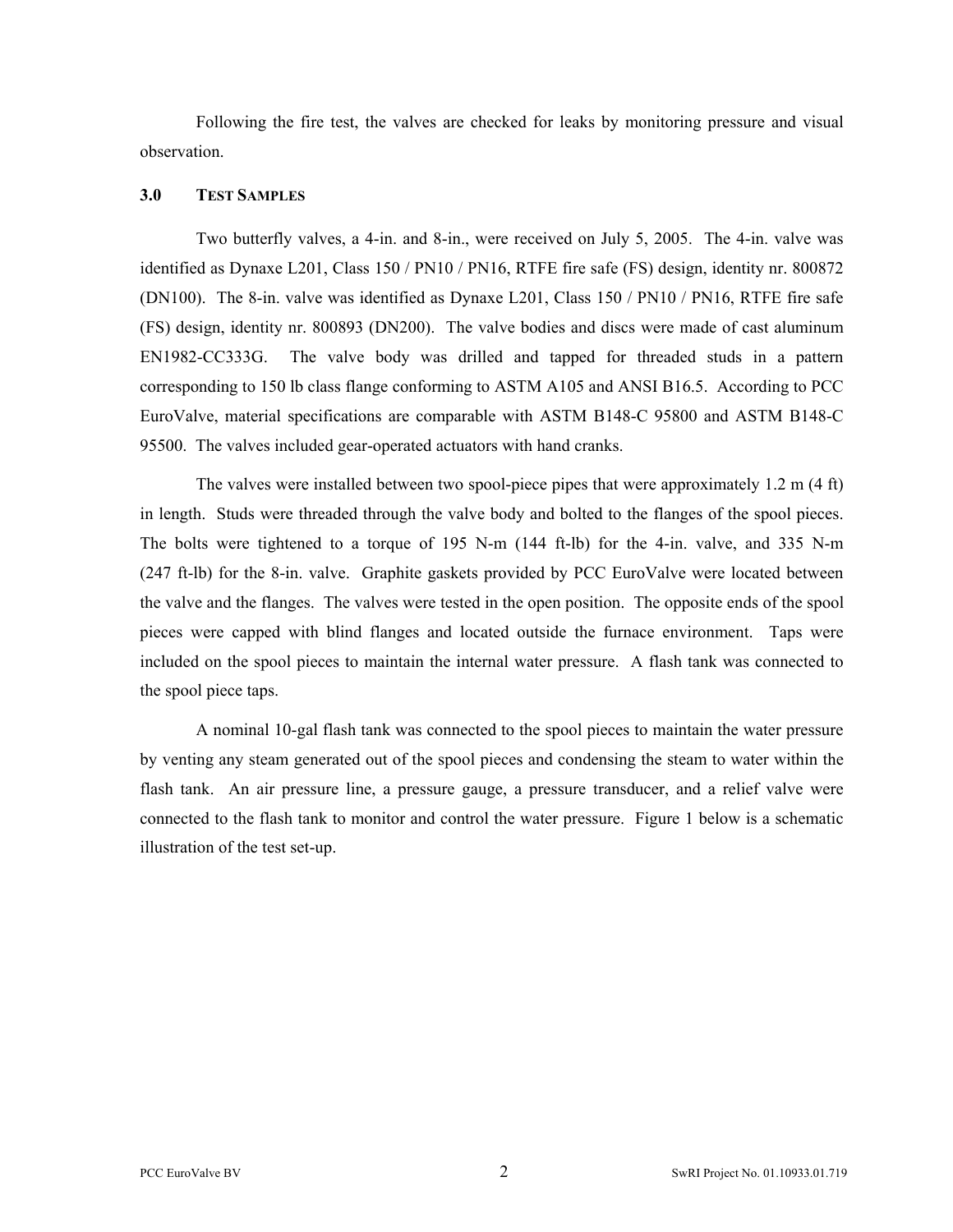Following the fire test, the valves are checked for leaks by monitoring pressure and visual observation.

## 3.0 TEST SAMPLES

Two butterfly valves, a 4-in. and 8-in., were received on July 5, 2005. The 4-in. valve was identified as Dynaxe L201, Class 150 / PN10 / PN16, RTFE fire safe (FS) design, identity nr. 800872 (DN100). The 8-in. valve was identified as Dynaxe L201, Class 150 / PN10 / PN16, RTFE fire safe (FS) design, identity nr. 800893 (DN200). The valve bodies and discs were made of cast aluminum EN1982-CC333G. The valve body was drilled and tapped for threaded studs in a pattern corresponding to 150 lb class flange conforming to ASTM A105 and ANSI B16.5. According to PCC EuroValve, material specifications are comparable with ASTM B148-C 95800 and ASTM B148-C 95500. The valves included gear-operated actuators with hand cranks.

The valves were installed between two spool-piece pipes that were approximately 1.2 m (4 ft) in length. Studs were threaded through the valve body and bolted to the flanges of the spool pieces. The bolts were tightened to a torque of 195 N-m (144 ft-lb) for the 4-in. valve, and 335 N-m (247 ft-lb) for the 8-in. valve. Graphite gaskets provided by PCC EuroValve were located between the valve and the flanges. The valves were tested in the open position. The opposite ends of the spool pieces were capped with blind flanges and located outside the furnace environment. Taps were included on the spool pieces to maintain the internal water pressure. A flash tank was connected to the spool piece taps.

A nominal 10-gal flash tank was connected to the spool pieces to maintain the water pressure by venting any steam generated out of the spool pieces and condensing the steam to water within the flash tank. An air pressure line, a pressure gauge, a pressure transducer, and a relief valve were connected to the flash tank to monitor and control the water pressure. Figure 1 below is a schematic illustration of the test set-up.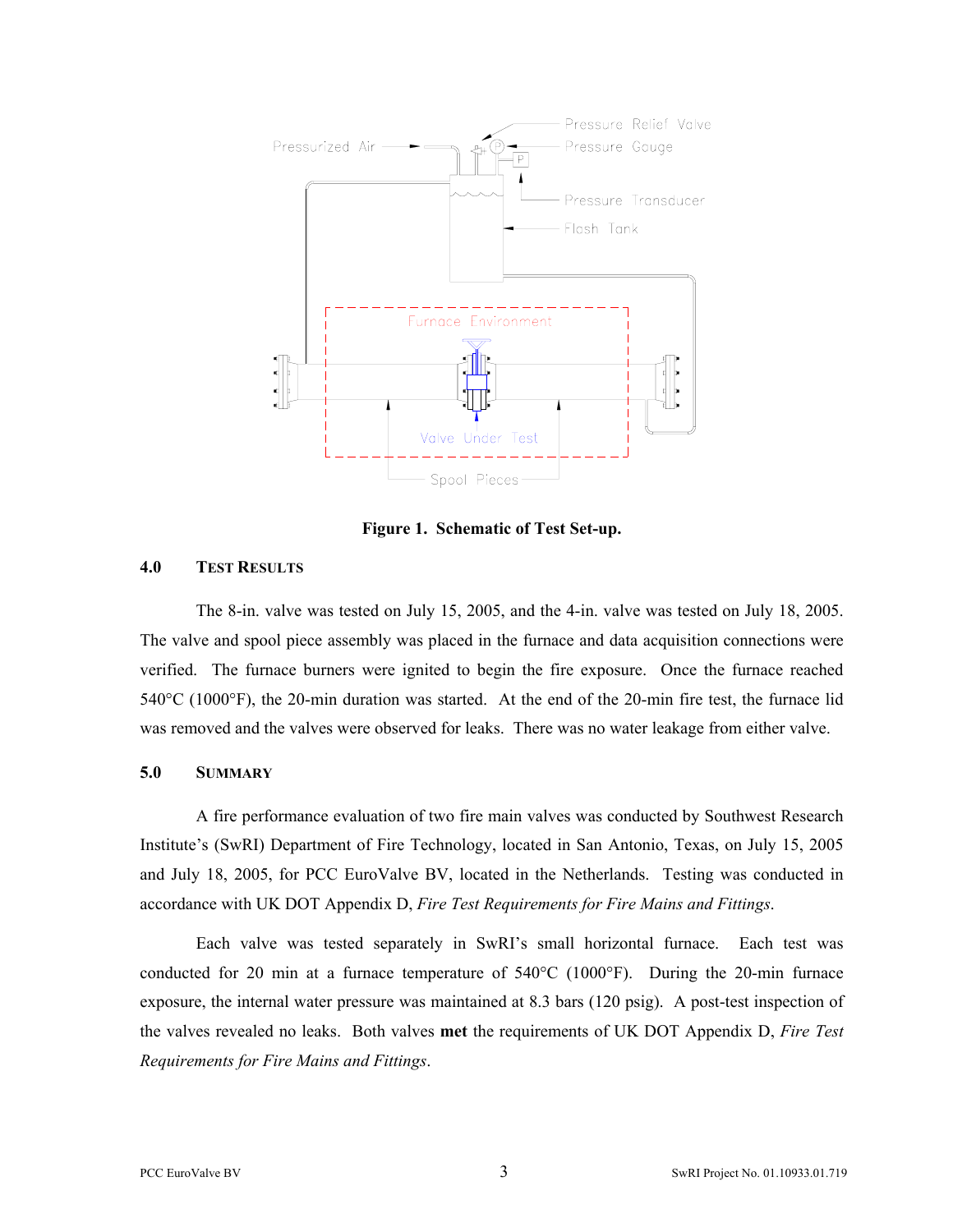**Figure 1. Schematic of Test Set-up.**

## 4.0 TEST RESULTS

The 8-in. valve was tested on July 15, 2005, and the 4-in. valve was tested on July 18, 2005. The valve and spool piece assembly was placed in the furnace and data acquisition connections were verified. The furnace burners were ignited to begin the fire exposure. Once the furnace reached 540°C (1000°F), the 20-min duration was started. At the end of the 20-min fire test, the furnace lid was removed and the valves were observed for leaks. There was no water leakage from either valve.

## 5.0 SUMMARY

A fire performance evaluation of two fire main valves was conducted by Southwest Research Institute's (SwRI) Department of Fire Technology, located in San Antonio, Texas, on July 15, 2005 and July 18, 2005, for PCC EuroValve BV, located in the Netherlands. Testing was conducted in accordance with UK DOT Appendix D, *Fire Test Requirements for Fire Mains and Fittings*.

Each valve was tested separately in SwRI's small horizontal furnace. Each test was conducted for 20 min at a furnace temperature of 540°C (1000°F). During the 20-min furnace exposure, the internal water pressure was maintained at 8.3 bars (120 psig). A post-test inspection of the valves revealed no leaks. Both valves **met** the requirements of UK DOT Appendix D, *Fire Test Requirements for Fire Mains and Fittings*.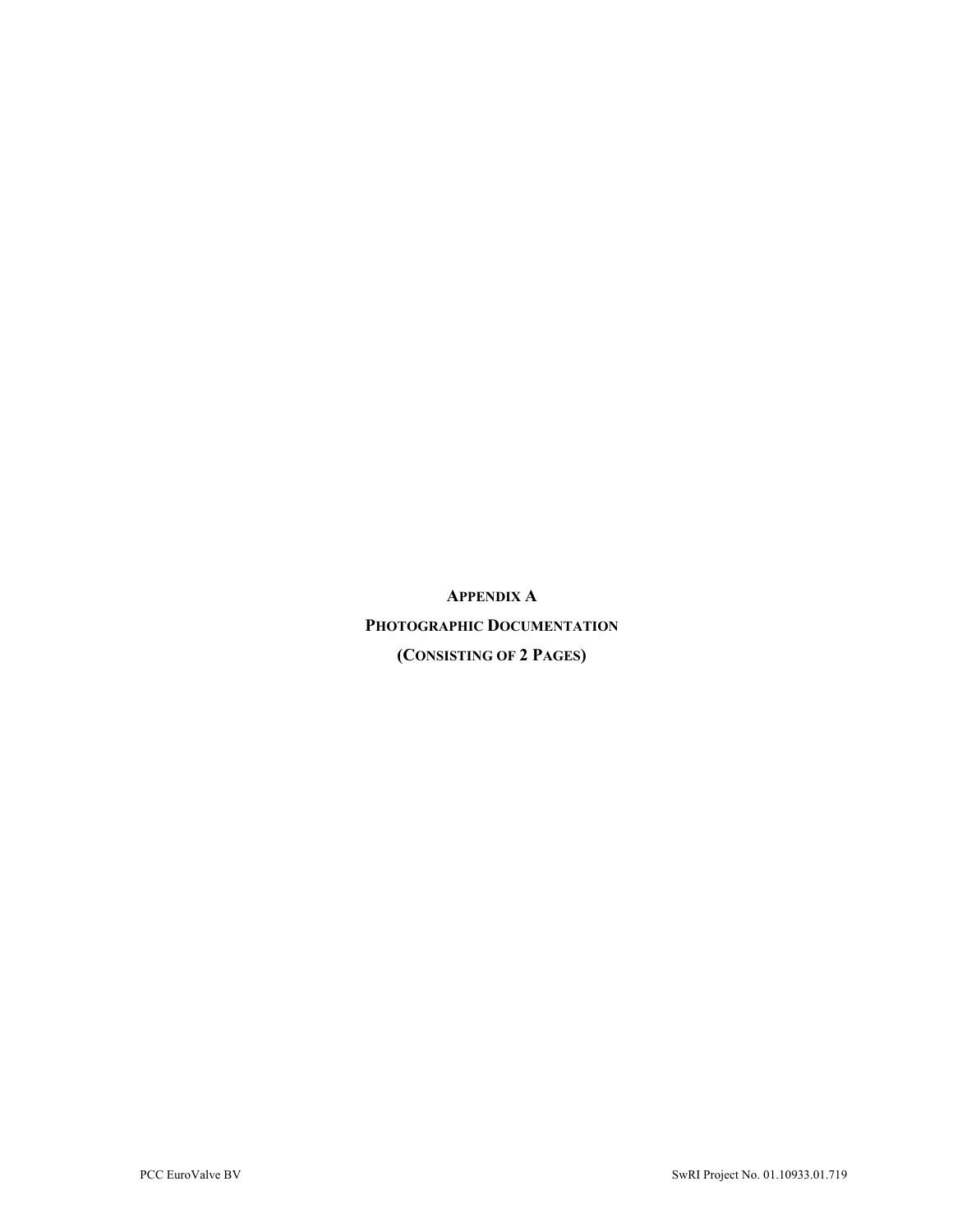# APPENDIX A

# PHOTOGRAPHIC DOCUMENTATION

# (CONSISTING OF 2 PAGES)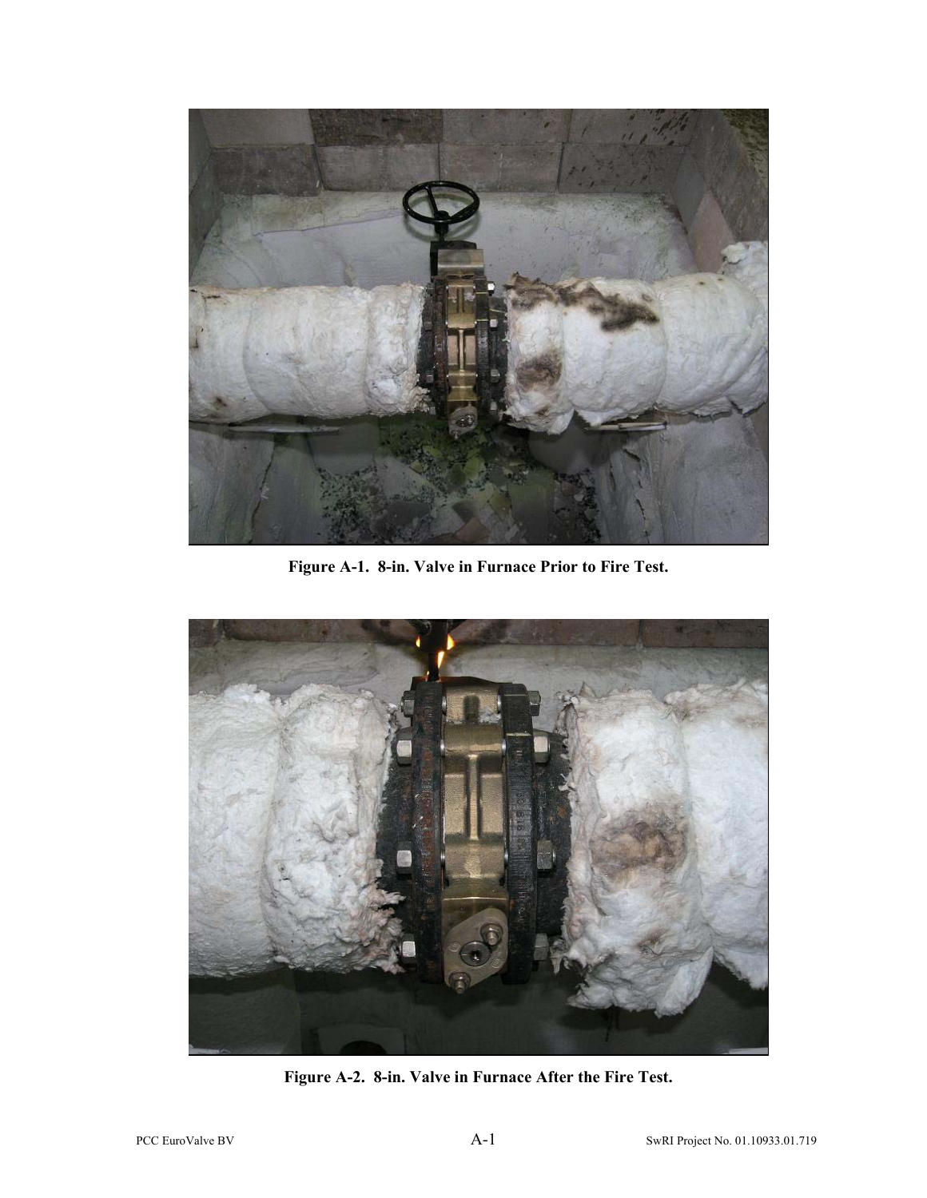Figure A-1. 8-in. Valve in Furnace Prior to Fire Test.

Figure A-2. 8-in. Valve in Furnace After the Fire Test.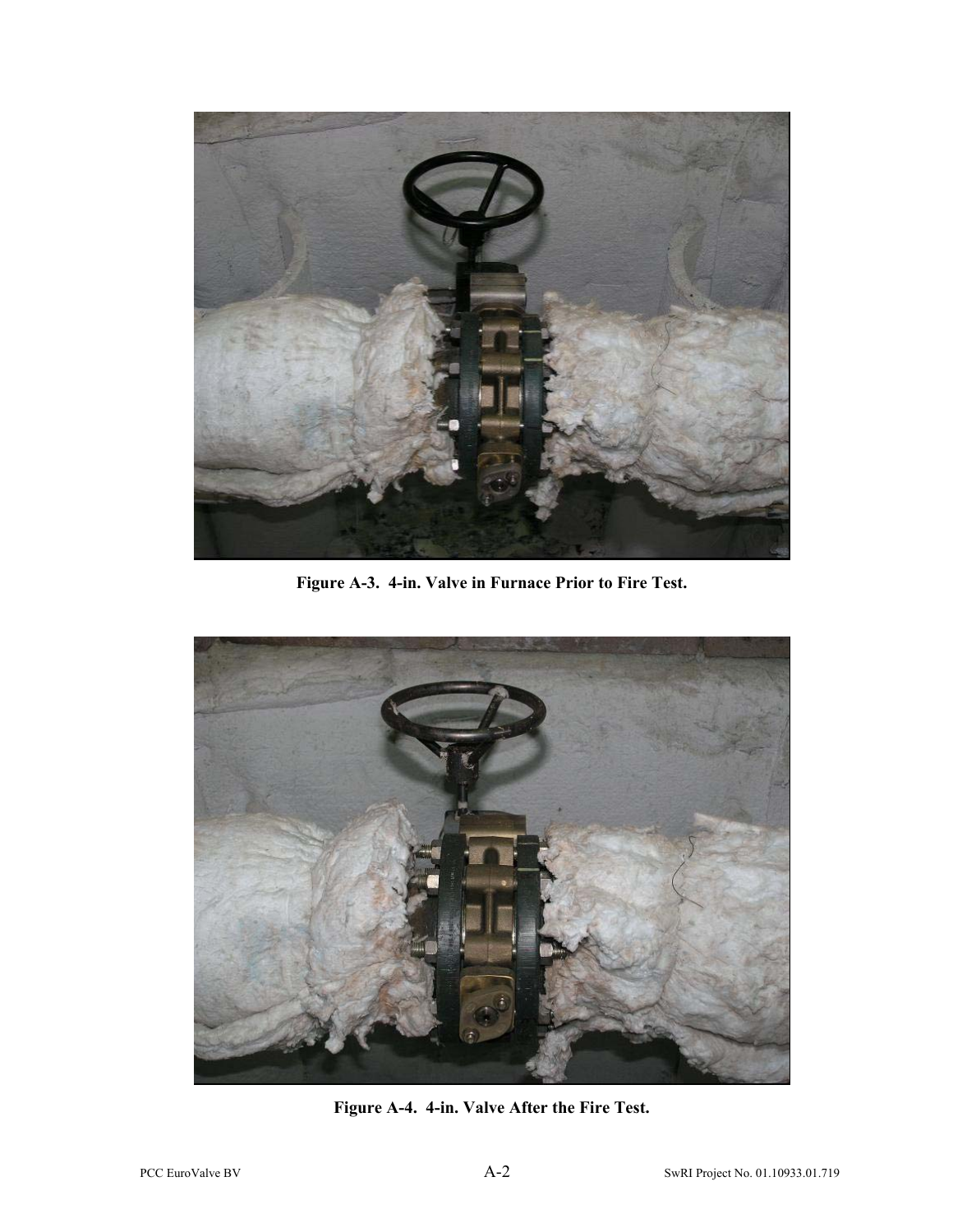**Figure A-3. 4-in. Valve in Furnace Prior to Fire Test.**

**Figure A-4. 4-in. Valve After the Fire Test.**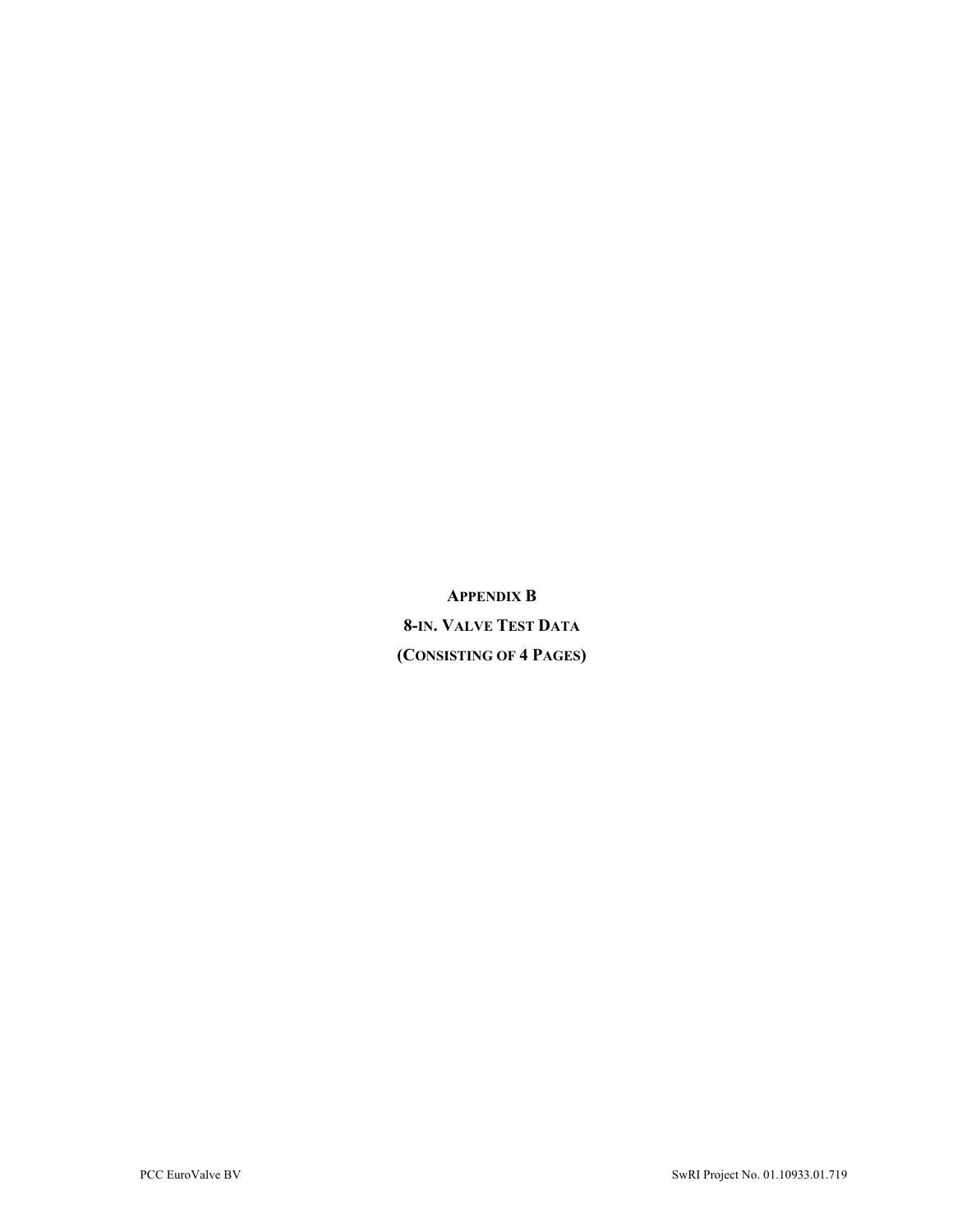# APPENDIX B

## 8-IN. VALVE TEST DATA

**(CONSISTING OF 4 PAGES)**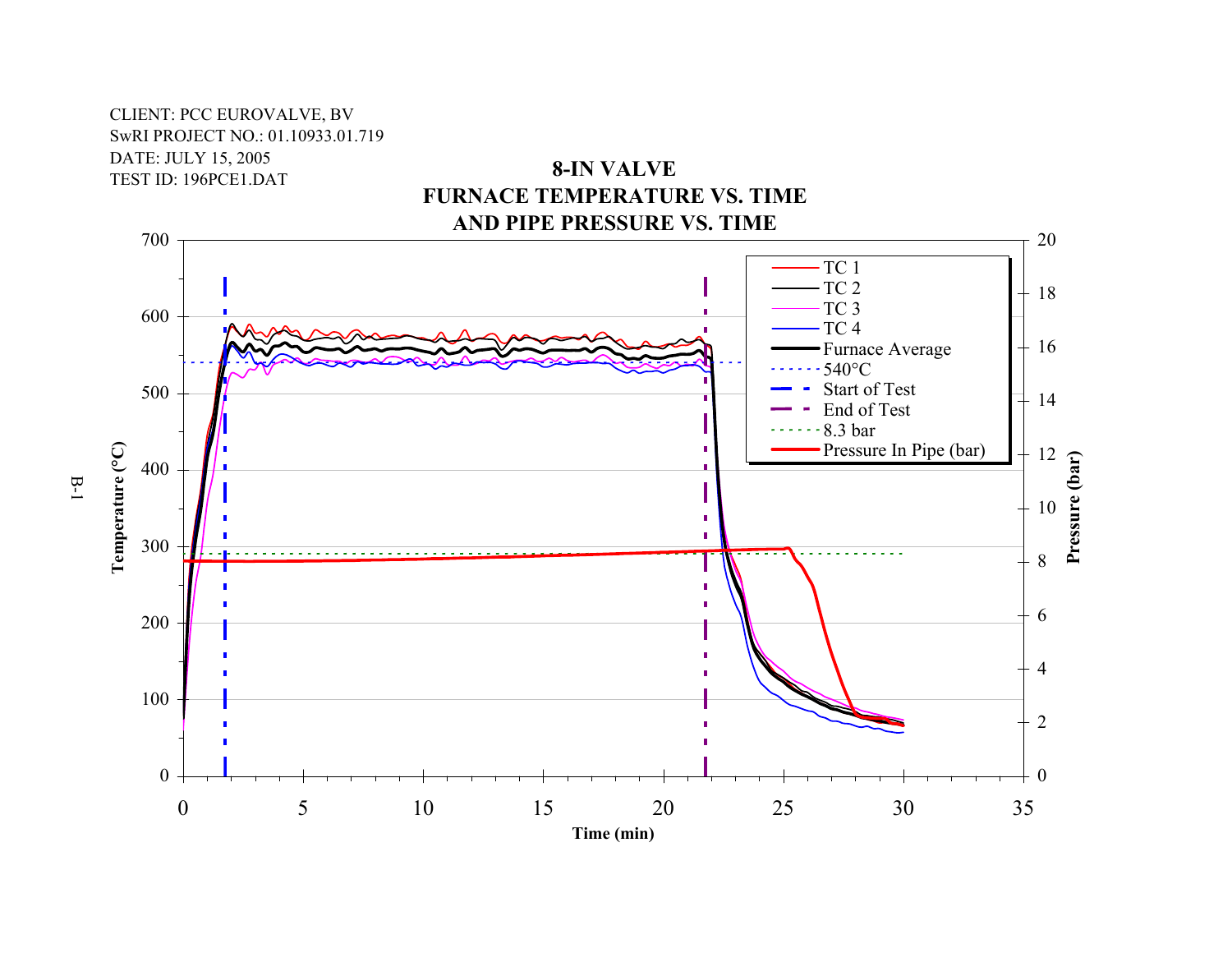CLIENT: PCC EUROVALVE, BV
SwRI PROJECT NO.: 01.10933.01.719
DATE: JULY 15, 2005
TEST ID: 196PCE1.DAT

**8-IN VALVE**
**FURNACE TEMPERATURE VS. TIME**
**AND PIPE PRESSURE VS. TIME**

Legend:
- TC 1
- TC 2
- TC 3
- TC 4
- Furnace Average
- 540°C
- Start of Test
- End of Test
- 8.3 bar
- Pressure In Pipe (bar)

Temperature (°C): 0, 100, 200, 300, 400, 500, 600, 700

Pressure (bar): 0, 2, 4, 6, 8, 10, 12, 14, 16, 18, 20

Time (min): 0, 5, 10, 15, 20, 25, 30, 35

B-1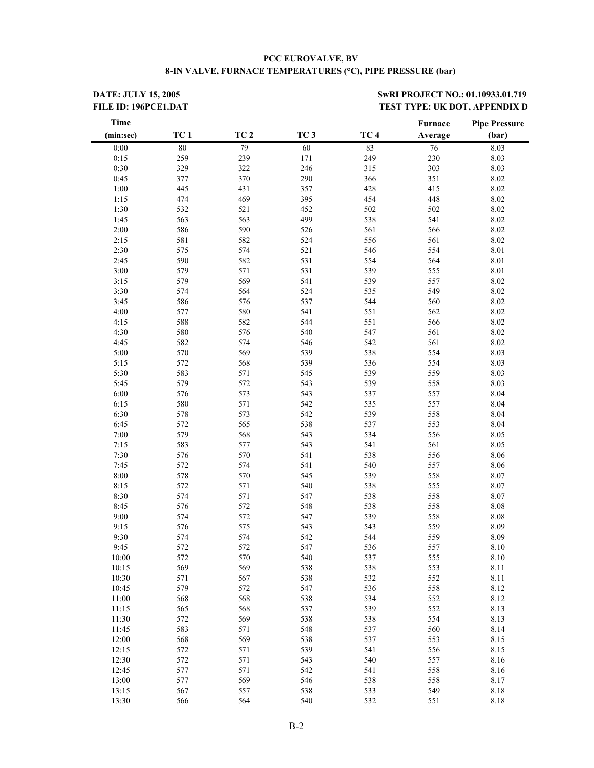**PCC EUROVALVE, BV**
**8-IN VALVE, FURNACE TEMPERATURES (°C), PIPE PRESSURE (bar)**

**DATE: JULY 15, 2005** **SwRI PROJECT NO.: 01.10933.01.719**
**FILE ID: 196PCE1.DAT** **TEST TYPE: UK DOT, APPENDIX D**

| Time (min:sec) | TC 1 | TC 2 | TC 3 | TC 4 | Furnace Average | Pipe Pressure (bar) |
|---|---|---|---|---|---|---|
| 0:00 | 80 | 79 | 60 | 83 | 76 | 8.03 |
| 0:15 | 259 | 239 | 171 | 249 | 230 | 8.03 |
| 0:30 | 329 | 322 | 246 | 315 | 303 | 8.03 |
| 0:45 | 377 | 370 | 290 | 366 | 351 | 8.02 |
| 1:00 | 445 | 431 | 357 | 428 | 415 | 8.02 |
| 1:15 | 474 | 469 | 395 | 454 | 448 | 8.02 |
| 1:30 | 532 | 521 | 452 | 502 | 502 | 8.02 |
| 1:45 | 563 | 563 | 499 | 538 | 541 | 8.02 |
| 2:00 | 586 | 590 | 526 | 561 | 566 | 8.02 |
| 2:15 | 581 | 582 | 524 | 556 | 561 | 8.02 |
| 2:30 | 575 | 574 | 521 | 546 | 554 | 8.01 |
| 2:45 | 590 | 582 | 531 | 554 | 564 | 8.01 |
| 3:00 | 579 | 571 | 531 | 539 | 555 | 8.01 |
| 3:15 | 579 | 569 | 541 | 539 | 557 | 8.02 |
| 3:30 | 574 | 564 | 524 | 535 | 549 | 8.02 |
| 3:45 | 586 | 576 | 537 | 544 | 560 | 8.02 |
| 4:00 | 577 | 580 | 541 | 551 | 562 | 8.02 |
| 4:15 | 588 | 582 | 544 | 551 | 566 | 8.02 |
| 4:30 | 580 | 576 | 540 | 547 | 561 | 8.02 |
| 4:45 | 582 | 574 | 546 | 542 | 561 | 8.02 |
| 5:00 | 570 | 569 | 539 | 538 | 554 | 8.03 |
| 5:15 | 572 | 568 | 539 | 536 | 554 | 8.03 |
| 5:30 | 583 | 571 | 545 | 539 | 559 | 8.03 |
| 5:45 | 579 | 572 | 543 | 539 | 558 | 8.03 |
| 6:00 | 576 | 573 | 543 | 537 | 557 | 8.04 |
| 6:15 | 580 | 571 | 542 | 535 | 557 | 8.04 |
| 6:30 | 578 | 573 | 542 | 539 | 558 | 8.04 |
| 6:45 | 572 | 565 | 538 | 537 | 553 | 8.04 |
| 7:00 | 579 | 568 | 543 | 534 | 556 | 8.05 |
| 7:15 | 583 | 577 | 543 | 541 | 561 | 8.05 |
| 7:30 | 576 | 570 | 541 | 538 | 556 | 8.06 |
| 7:45 | 572 | 574 | 541 | 540 | 557 | 8.06 |
| 8:00 | 578 | 570 | 545 | 539 | 558 | 8.07 |
| 8:15 | 572 | 571 | 540 | 538 | 555 | 8.07 |
| 8:30 | 574 | 571 | 547 | 538 | 558 | 8.07 |
| 8:45 | 576 | 572 | 548 | 538 | 558 | 8.08 |
| 9:00 | 574 | 572 | 547 | 539 | 558 | 8.08 |
| 9:15 | 576 | 575 | 543 | 543 | 559 | 8.09 |
| 9:30 | 574 | 574 | 542 | 544 | 559 | 8.09 |
| 9:45 | 572 | 572 | 547 | 536 | 557 | 8.10 |
| 10:00 | 572 | 570 | 540 | 537 | 555 | 8.10 |
| 10:15 | 569 | 569 | 538 | 538 | 553 | 8.11 |
| 10:30 | 571 | 567 | 538 | 532 | 552 | 8.11 |
| 10:45 | 579 | 572 | 547 | 536 | 558 | 8.12 |
| 11:00 | 568 | 568 | 538 | 534 | 552 | 8.12 |
| 11:15 | 565 | 568 | 537 | 539 | 552 | 8.13 |
| 11:30 | 572 | 569 | 538 | 538 | 554 | 8.13 |
| 11:45 | 583 | 571 | 548 | 537 | 560 | 8.14 |
| 12:00 | 568 | 569 | 538 | 537 | 553 | 8.15 |
| 12:15 | 572 | 571 | 539 | 541 | 556 | 8.15 |
| 12:30 | 572 | 571 | 543 | 540 | 557 | 8.16 |
| 12:45 | 577 | 571 | 542 | 541 | 558 | 8.16 |
| 13:00 | 577 | 569 | 546 | 538 | 558 | 8.17 |
| 13:15 | 567 | 557 | 538 | 533 | 549 | 8.18 |
| 13:30 | 566 | 564 | 540 | 532 | 551 | 8.18 |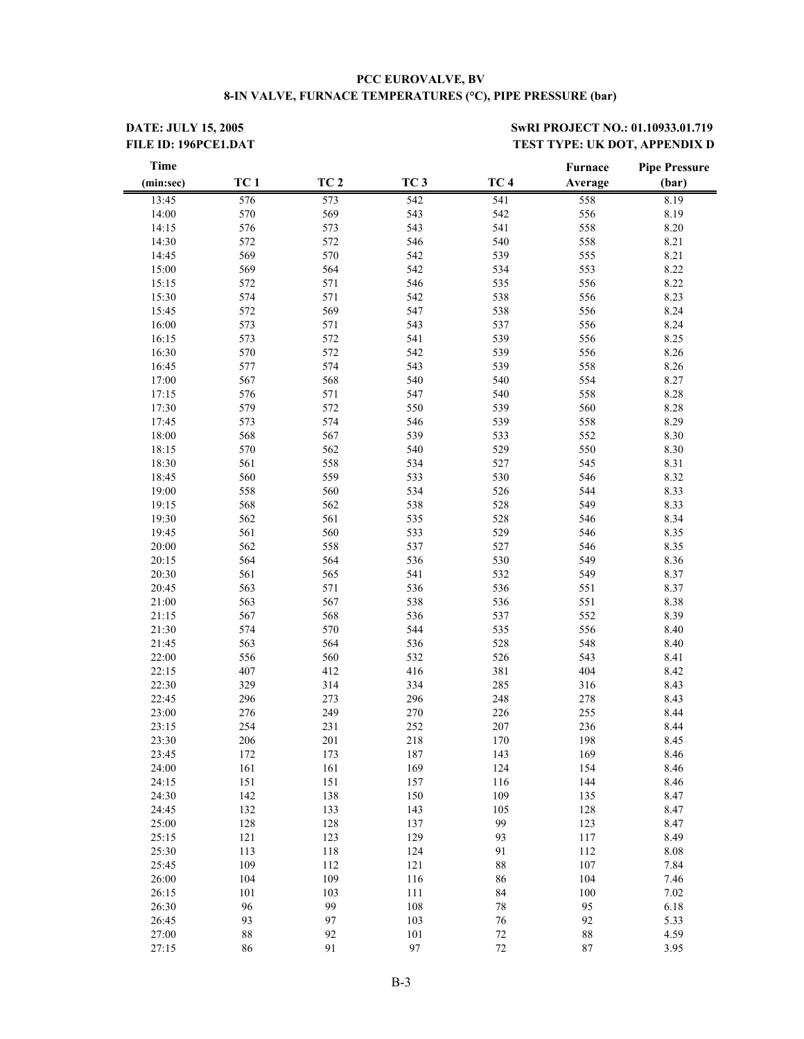**PCC EUROVALVE, BV**
**8-IN VALVE, FURNACE TEMPERATURES (°C), PIPE PRESSURE (bar)**

**DATE: JULY 15, 2005** | **SwRI PROJECT NO.: 01.10933.01.719**
**FILE ID: 196PCE1.DAT** | **TEST TYPE: UK DOT, APPENDIX D**

| Time (min:sec) | TC 1 | TC 2 | TC 3 | TC 4 | Furnace Average | Pipe Pressure (bar) |
|---|---|---|---|---|---|---|
| 13:45 | 576 | 573 | 542 | 541 | 558 | 8.19 |
| 14:00 | 570 | 569 | 543 | 542 | 556 | 8.19 |
| 14:15 | 576 | 573 | 543 | 541 | 558 | 8.20 |
| 14:30 | 572 | 572 | 546 | 540 | 558 | 8.21 |
| 14:45 | 569 | 570 | 542 | 539 | 555 | 8.21 |
| 15:00 | 569 | 564 | 542 | 534 | 553 | 8.22 |
| 15:15 | 572 | 571 | 546 | 535 | 556 | 8.22 |
| 15:30 | 574 | 571 | 542 | 538 | 556 | 8.23 |
| 15:45 | 572 | 569 | 547 | 538 | 556 | 8.24 |
| 16:00 | 573 | 571 | 543 | 537 | 556 | 8.24 |
| 16:15 | 573 | 572 | 541 | 539 | 556 | 8.25 |
| 16:30 | 570 | 572 | 542 | 539 | 556 | 8.26 |
| 16:45 | 577 | 574 | 543 | 539 | 558 | 8.26 |
| 17:00 | 567 | 568 | 540 | 540 | 554 | 8.27 |
| 17:15 | 576 | 571 | 547 | 540 | 558 | 8.28 |
| 17:30 | 579 | 572 | 550 | 539 | 560 | 8.28 |
| 17:45 | 573 | 574 | 546 | 539 | 558 | 8.29 |
| 18:00 | 568 | 567 | 539 | 533 | 552 | 8.30 |
| 18:15 | 570 | 562 | 540 | 529 | 550 | 8.30 |
| 18:30 | 561 | 558 | 534 | 527 | 545 | 8.31 |
| 18:45 | 560 | 559 | 533 | 530 | 546 | 8.32 |
| 19:00 | 558 | 560 | 534 | 526 | 544 | 8.33 |
| 19:15 | 568 | 562 | 538 | 528 | 549 | 8.33 |
| 19:30 | 562 | 561 | 535 | 528 | 546 | 8.34 |
| 19:45 | 561 | 560 | 533 | 529 | 546 | 8.35 |
| 20:00 | 562 | 558 | 537 | 527 | 546 | 8.35 |
| 20:15 | 564 | 564 | 536 | 530 | 549 | 8.36 |
| 20:30 | 561 | 565 | 541 | 532 | 549 | 8.37 |
| 20:45 | 563 | 571 | 536 | 536 | 551 | 8.37 |
| 21:00 | 563 | 567 | 538 | 536 | 551 | 8.38 |
| 21:15 | 567 | 568 | 536 | 537 | 552 | 8.39 |
| 21:30 | 574 | 570 | 544 | 535 | 556 | 8.40 |
| 21:45 | 563 | 564 | 536 | 528 | 548 | 8.40 |
| 22:00 | 556 | 560 | 532 | 526 | 543 | 8.41 |
| 22:15 | 407 | 412 | 416 | 381 | 404 | 8.42 |
| 22:30 | 329 | 314 | 334 | 285 | 316 | 8.43 |
| 22:45 | 296 | 273 | 296 | 248 | 278 | 8.43 |
| 23:00 | 276 | 249 | 270 | 226 | 255 | 8.44 |
| 23:15 | 254 | 231 | 252 | 207 | 236 | 8.44 |
| 23:30 | 206 | 201 | 218 | 170 | 198 | 8.45 |
| 23:45 | 172 | 173 | 187 | 143 | 169 | 8.46 |
| 24:00 | 161 | 161 | 169 | 124 | 154 | 8.46 |
| 24:15 | 151 | 151 | 157 | 116 | 144 | 8.46 |
| 24:30 | 142 | 138 | 150 | 109 | 135 | 8.47 |
| 24:45 | 132 | 133 | 143 | 105 | 128 | 8.47 |
| 25:00 | 128 | 128 | 137 | 99 | 123 | 8.47 |
| 25:15 | 121 | 123 | 129 | 93 | 117 | 8.49 |
| 25:30 | 113 | 118 | 124 | 91 | 112 | 8.08 |
| 25:45 | 109 | 112 | 121 | 88 | 107 | 7.84 |
| 26:00 | 104 | 109 | 116 | 86 | 104 | 7.46 |
| 26:15 | 101 | 103 | 111 | 84 | 100 | 7.02 |
| 26:30 | 96 | 99 | 108 | 78 | 95 | 6.18 |
| 26:45 | 93 | 97 | 103 | 76 | 92 | 5.33 |
| 27:00 | 88 | 92 | 101 | 72 | 88 | 4.59 |
| 27:15 | 86 | 91 | 97 | 72 | 87 | 3.95 |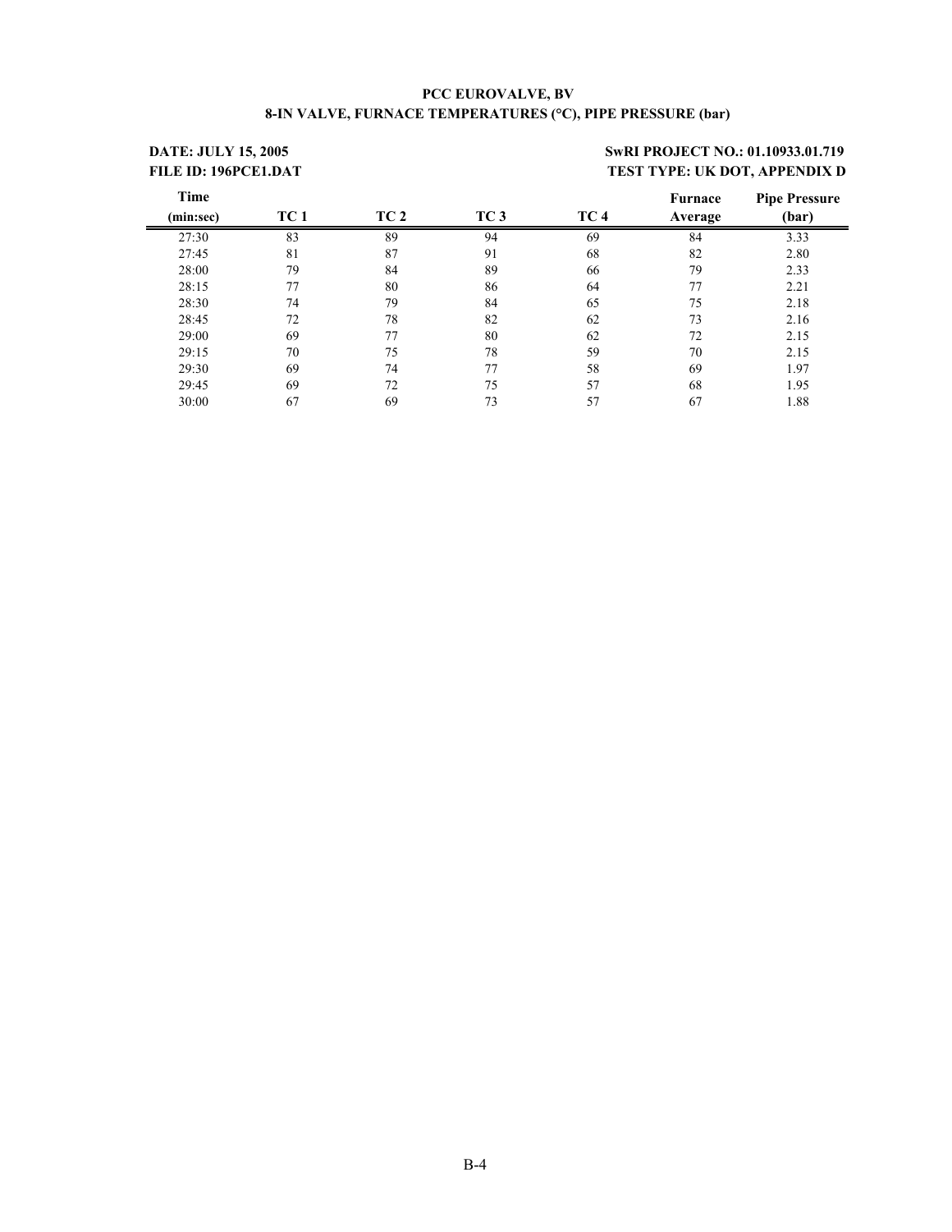**PCC EUROVALVE, BV**
**8-IN VALVE, FURNACE TEMPERATURES (°C), PIPE PRESSURE (bar)**

**DATE: JULY 15, 2005**
**FILE ID: 196PCE1.DAT**

**SwRI PROJECT NO.: 01.10933.01.719**
**TEST TYPE: UK DOT, APPENDIX D**

| Time (min:sec) | TC 1 | TC 2 | TC 3 | TC 4 | Furnace Average | Pipe Pressure (bar) |
|---|---|---|---|---|---|---|
| 27:30 | 83 | 89 | 94 | 69 | 84 | 3.33 |
| 27:45 | 81 | 87 | 91 | 68 | 82 | 2.80 |
| 28:00 | 79 | 84 | 89 | 66 | 79 | 2.33 |
| 28:15 | 77 | 80 | 86 | 64 | 77 | 2.21 |
| 28:30 | 74 | 79 | 84 | 65 | 75 | 2.18 |
| 28:45 | 72 | 78 | 82 | 62 | 73 | 2.16 |
| 29:00 | 69 | 77 | 80 | 62 | 72 | 2.15 |
| 29:15 | 70 | 75 | 78 | 59 | 70 | 2.15 |
| 29:30 | 69 | 74 | 77 | 58 | 69 | 1.97 |
| 29:45 | 69 | 72 | 75 | 57 | 68 | 1.95 |
| 30:00 | 67 | 69 | 73 | 57 | 67 | 1.88 |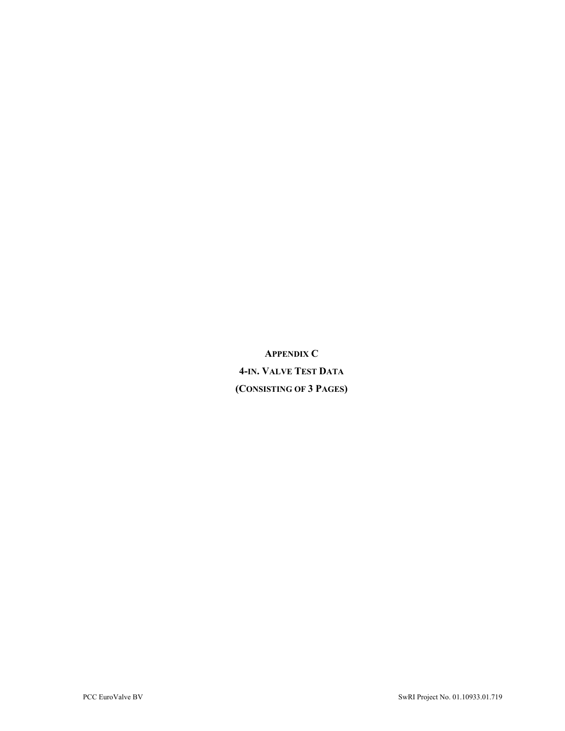# APPENDIX C

## 4-IN. VALVE TEST DATA

## (CONSISTING OF 3 PAGES)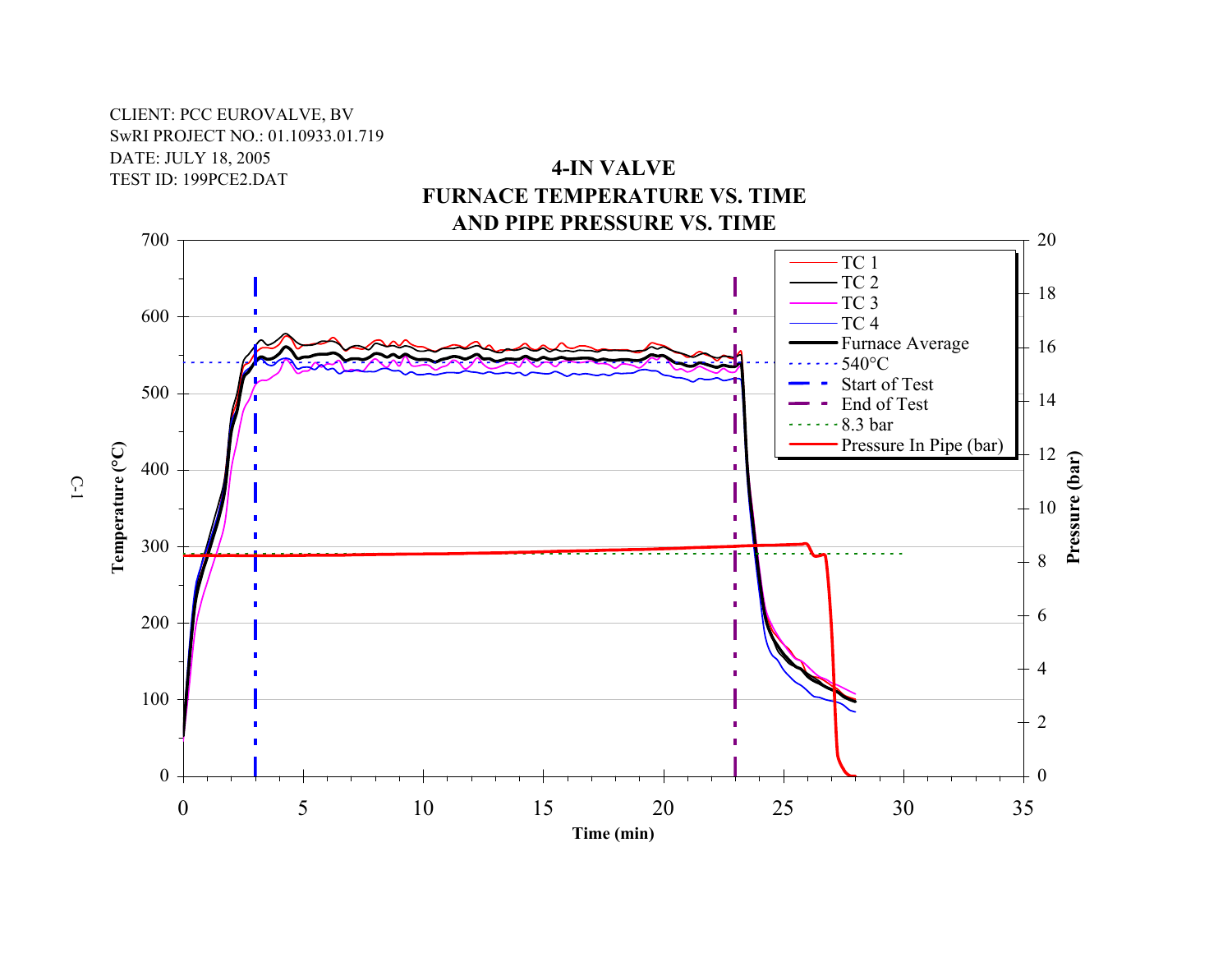CLIENT: PCC EUROVALVE, BV
SwRI PROJECT NO.: 01.10933.01.719
DATE: JULY 18, 2005
TEST ID: 199PCE2.DAT

## 4-IN VALVE
## FURNACE TEMPERATURE VS. TIME
## AND PIPE PRESSURE VS. TIME

Legend: TC 1, TC 2, TC 3, TC 4, Furnace Average, 540°C, Start of Test, End of Test, 8.3 bar, Pressure In Pipe (bar)

Left axis: Temperature (°C) — 0 to 700
Right axis: Pressure (bar) — 0 to 20
Horizontal axis: Time (min) — 0 to 35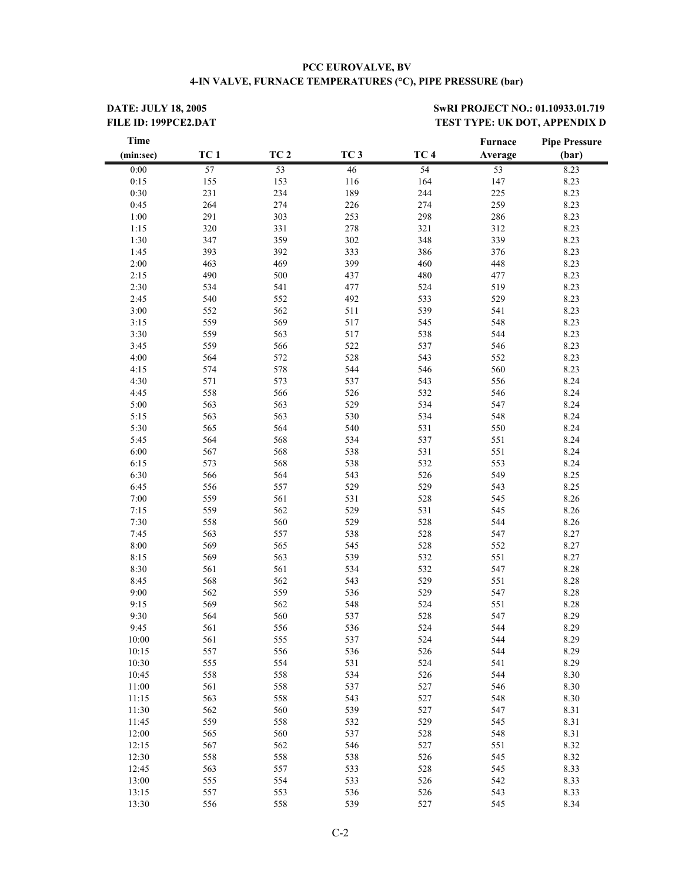**PCC EUROVALVE, BV**
**4-IN VALVE, FURNACE TEMPERATURES (°C), PIPE PRESSURE (bar)**

**DATE: JULY 18, 2005**
**FILE ID: 199PCE2.DAT**

**SwRI PROJECT NO.: 01.10933.01.719**
**TEST TYPE: UK DOT, APPENDIX D**

| Time (min:sec) | TC 1 | TC 2 | TC 3 | TC 4 | Furnace Average | Pipe Pressure (bar) |
|---|---|---|---|---|---|---|
| 0:00 | 57 | 53 | 46 | 54 | 53 | 8.23 |
| 0:15 | 155 | 153 | 116 | 164 | 147 | 8.23 |
| 0:30 | 231 | 234 | 189 | 244 | 225 | 8.23 |
| 0:45 | 264 | 274 | 226 | 274 | 259 | 8.23 |
| 1:00 | 291 | 303 | 253 | 298 | 286 | 8.23 |
| 1:15 | 320 | 331 | 278 | 321 | 312 | 8.23 |
| 1:30 | 347 | 359 | 302 | 348 | 339 | 8.23 |
| 1:45 | 393 | 392 | 333 | 386 | 376 | 8.23 |
| 2:00 | 463 | 469 | 399 | 460 | 448 | 8.23 |
| 2:15 | 490 | 500 | 437 | 480 | 477 | 8.23 |
| 2:30 | 534 | 541 | 477 | 524 | 519 | 8.23 |
| 2:45 | 540 | 552 | 492 | 533 | 529 | 8.23 |
| 3:00 | 552 | 562 | 511 | 539 | 541 | 8.23 |
| 3:15 | 559 | 569 | 517 | 545 | 548 | 8.23 |
| 3:30 | 559 | 563 | 517 | 538 | 544 | 8.23 |
| 3:45 | 559 | 566 | 522 | 537 | 546 | 8.23 |
| 4:00 | 564 | 572 | 528 | 543 | 552 | 8.23 |
| 4:15 | 574 | 578 | 544 | 546 | 560 | 8.23 |
| 4:30 | 571 | 573 | 537 | 543 | 556 | 8.24 |
| 4:45 | 558 | 566 | 526 | 532 | 546 | 8.24 |
| 5:00 | 563 | 563 | 529 | 534 | 547 | 8.24 |
| 5:15 | 563 | 563 | 530 | 534 | 548 | 8.24 |
| 5:30 | 565 | 564 | 540 | 531 | 550 | 8.24 |
| 5:45 | 564 | 568 | 534 | 537 | 551 | 8.24 |
| 6:00 | 567 | 568 | 538 | 531 | 551 | 8.24 |
| 6:15 | 573 | 568 | 538 | 532 | 553 | 8.24 |
| 6:30 | 566 | 564 | 543 | 526 | 549 | 8.25 |
| 6:45 | 556 | 557 | 529 | 529 | 543 | 8.25 |
| 7:00 | 559 | 561 | 531 | 528 | 545 | 8.26 |
| 7:15 | 559 | 562 | 529 | 531 | 545 | 8.26 |
| 7:30 | 558 | 560 | 529 | 528 | 544 | 8.26 |
| 7:45 | 563 | 557 | 538 | 528 | 547 | 8.27 |
| 8:00 | 569 | 565 | 545 | 528 | 552 | 8.27 |
| 8:15 | 569 | 563 | 539 | 532 | 551 | 8.27 |
| 8:30 | 561 | 561 | 534 | 532 | 547 | 8.28 |
| 8:45 | 568 | 562 | 543 | 529 | 551 | 8.28 |
| 9:00 | 562 | 559 | 536 | 529 | 547 | 8.28 |
| 9:15 | 569 | 562 | 548 | 524 | 551 | 8.28 |
| 9:30 | 564 | 560 | 537 | 528 | 547 | 8.29 |
| 9:45 | 561 | 556 | 536 | 524 | 544 | 8.29 |
| 10:00 | 561 | 555 | 537 | 524 | 544 | 8.29 |
| 10:15 | 557 | 556 | 536 | 526 | 544 | 8.29 |
| 10:30 | 555 | 554 | 531 | 524 | 541 | 8.29 |
| 10:45 | 558 | 558 | 534 | 526 | 544 | 8.30 |
| 11:00 | 561 | 558 | 537 | 527 | 546 | 8.30 |
| 11:15 | 563 | 558 | 543 | 527 | 548 | 8.30 |
| 11:30 | 562 | 560 | 539 | 527 | 547 | 8.31 |
| 11:45 | 559 | 558 | 532 | 529 | 545 | 8.31 |
| 12:00 | 565 | 560 | 537 | 528 | 548 | 8.31 |
| 12:15 | 567 | 562 | 546 | 527 | 551 | 8.32 |
| 12:30 | 558 | 558 | 538 | 526 | 545 | 8.32 |
| 12:45 | 563 | 557 | 533 | 528 | 545 | 8.33 |
| 13:00 | 555 | 554 | 533 | 526 | 542 | 8.33 |
| 13:15 | 557 | 553 | 536 | 526 | 543 | 8.33 |
| 13:30 | 556 | 558 | 539 | 527 | 545 | 8.34 |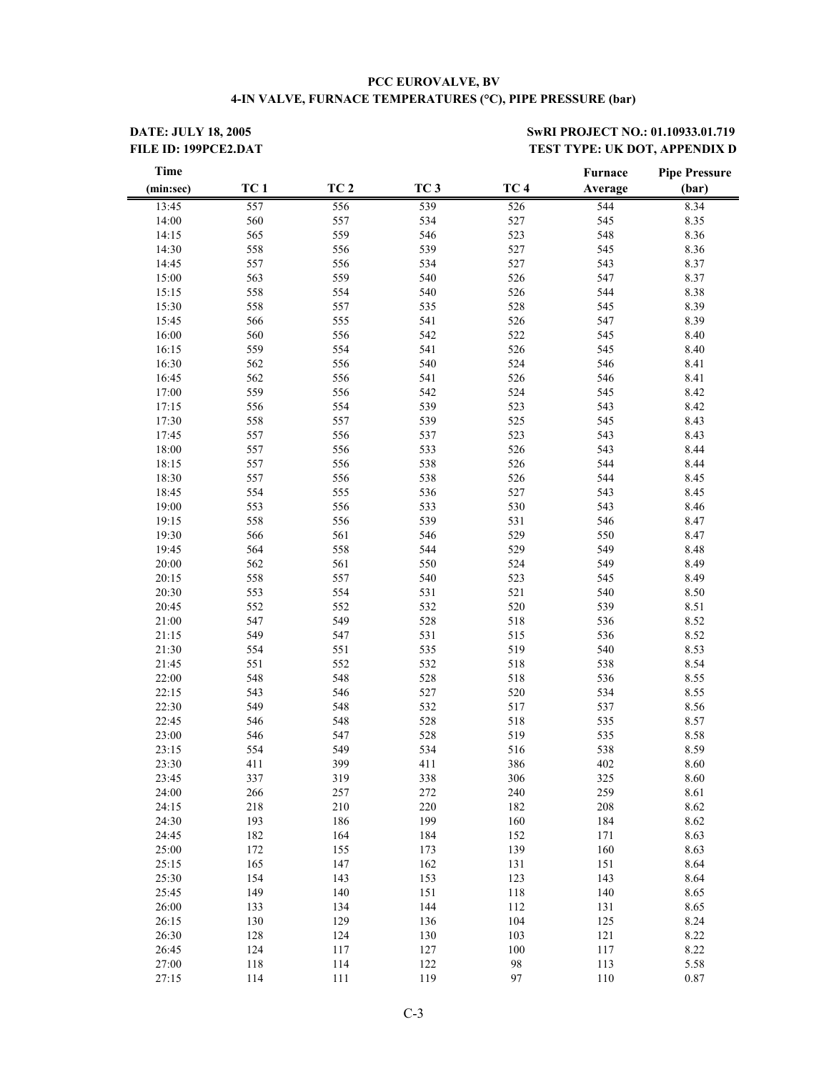**PCC EUROVALVE, BV**

**4-IN VALVE, FURNACE TEMPERATURES (°C), PIPE PRESSURE (bar)**

**DATE: JULY 18, 2005**
**FILE ID: 199PCE2.DAT**

**SwRI PROJECT NO.: 01.10933.01.719**
**TEST TYPE: UK DOT, APPENDIX D**

| Time (min:sec) | TC 1 | TC 2 | TC 3 | TC 4 | Furnace Average | Pipe Pressure (bar) |
|---|---|---|---|---|---|---|
| 13:45 | 557 | 556 | 539 | 526 | 544 | 8.34 |
| 14:00 | 560 | 557 | 534 | 527 | 545 | 8.35 |
| 14:15 | 565 | 559 | 546 | 523 | 548 | 8.36 |
| 14:30 | 558 | 556 | 539 | 527 | 545 | 8.36 |
| 14:45 | 557 | 556 | 534 | 527 | 543 | 8.37 |
| 15:00 | 563 | 559 | 540 | 526 | 547 | 8.37 |
| 15:15 | 558 | 554 | 540 | 526 | 544 | 8.38 |
| 15:30 | 558 | 557 | 535 | 528 | 545 | 8.39 |
| 15:45 | 566 | 555 | 541 | 526 | 547 | 8.39 |
| 16:00 | 560 | 556 | 542 | 522 | 545 | 8.40 |
| 16:15 | 559 | 554 | 541 | 526 | 545 | 8.40 |
| 16:30 | 562 | 556 | 540 | 524 | 546 | 8.41 |
| 16:45 | 562 | 556 | 541 | 526 | 546 | 8.41 |
| 17:00 | 559 | 556 | 542 | 524 | 545 | 8.42 |
| 17:15 | 556 | 554 | 539 | 523 | 543 | 8.42 |
| 17:30 | 558 | 557 | 539 | 525 | 545 | 8.43 |
| 17:45 | 557 | 556 | 537 | 523 | 543 | 8.43 |
| 18:00 | 557 | 556 | 533 | 526 | 543 | 8.44 |
| 18:15 | 557 | 556 | 538 | 526 | 544 | 8.44 |
| 18:30 | 557 | 556 | 538 | 526 | 544 | 8.45 |
| 18:45 | 554 | 555 | 536 | 527 | 543 | 8.45 |
| 19:00 | 553 | 556 | 533 | 530 | 543 | 8.46 |
| 19:15 | 558 | 556 | 539 | 531 | 546 | 8.47 |
| 19:30 | 566 | 561 | 546 | 529 | 550 | 8.47 |
| 19:45 | 564 | 558 | 544 | 529 | 549 | 8.48 |
| 20:00 | 562 | 561 | 550 | 524 | 549 | 8.49 |
| 20:15 | 558 | 557 | 540 | 523 | 545 | 8.49 |
| 20:30 | 553 | 554 | 531 | 521 | 540 | 8.50 |
| 20:45 | 552 | 552 | 532 | 520 | 539 | 8.51 |
| 21:00 | 547 | 549 | 528 | 518 | 536 | 8.52 |
| 21:15 | 549 | 547 | 531 | 515 | 536 | 8.52 |
| 21:30 | 554 | 551 | 535 | 519 | 540 | 8.53 |
| 21:45 | 551 | 552 | 532 | 518 | 538 | 8.54 |
| 22:00 | 548 | 548 | 528 | 518 | 536 | 8.55 |
| 22:15 | 543 | 546 | 527 | 520 | 534 | 8.55 |
| 22:30 | 549 | 548 | 532 | 517 | 537 | 8.56 |
| 22:45 | 546 | 548 | 528 | 518 | 535 | 8.57 |
| 23:00 | 546 | 547 | 528 | 519 | 535 | 8.58 |
| 23:15 | 554 | 549 | 534 | 516 | 538 | 8.59 |
| 23:30 | 411 | 399 | 411 | 386 | 402 | 8.60 |
| 23:45 | 337 | 319 | 338 | 306 | 325 | 8.60 |
| 24:00 | 266 | 257 | 272 | 240 | 259 | 8.61 |
| 24:15 | 218 | 210 | 220 | 182 | 208 | 8.62 |
| 24:30 | 193 | 186 | 199 | 160 | 184 | 8.62 |
| 24:45 | 182 | 164 | 184 | 152 | 171 | 8.63 |
| 25:00 | 172 | 155 | 173 | 139 | 160 | 8.63 |
| 25:15 | 165 | 147 | 162 | 131 | 151 | 8.64 |
| 25:30 | 154 | 143 | 153 | 123 | 143 | 8.64 |
| 25:45 | 149 | 140 | 151 | 118 | 140 | 8.65 |
| 26:00 | 133 | 134 | 144 | 112 | 131 | 8.65 |
| 26:15 | 130 | 129 | 136 | 104 | 125 | 8.24 |
| 26:30 | 128 | 124 | 130 | 103 | 121 | 8.22 |
| 26:45 | 124 | 117 | 127 | 100 | 117 | 8.22 |
| 27:00 | 118 | 114 | 122 | 98 | 113 | 5.58 |
| 27:15 | 114 | 111 | 119 | 97 | 110 | 0.87 |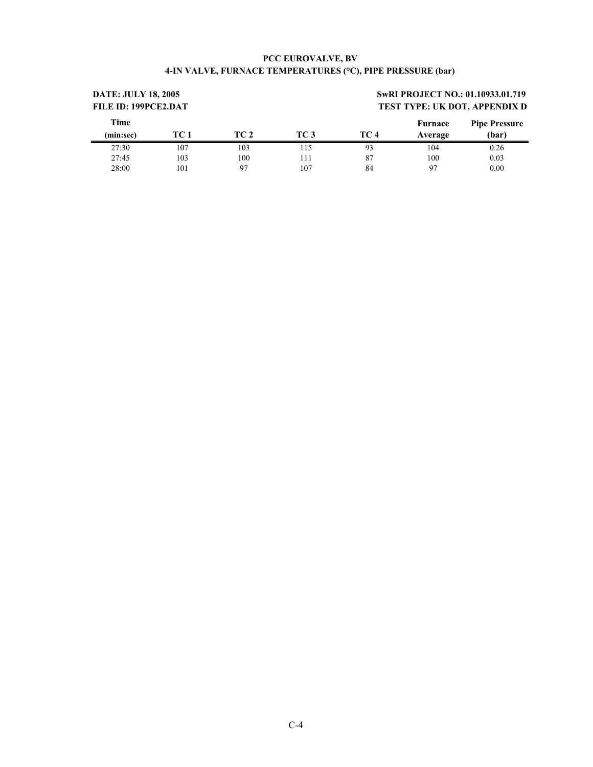**PCC EUROVALVE, BV**
**4-IN VALVE, FURNACE TEMPERATURES (°C), PIPE PRESSURE (bar)**

**DATE: JULY 18, 2005**
**FILE ID: 199PCE2.DAT**

**SwRI PROJECT NO.: 01.10933.01.719**
**TEST TYPE: UK DOT, APPENDIX D**

| Time (min:sec) | TC 1 | TC 2 | TC 3 | TC 4 | Furnace Average | Pipe Pressure (bar) |
|---|---|---|---|---|---|---|
| 27:30 | 107 | 103 | 115 | 93 | 104 | 0.26 |
| 27:45 | 103 | 100 | 111 | 87 | 100 | 0.03 |
| 28:00 | 101 | 97 | 107 | 84 | 97 | 0.00 |